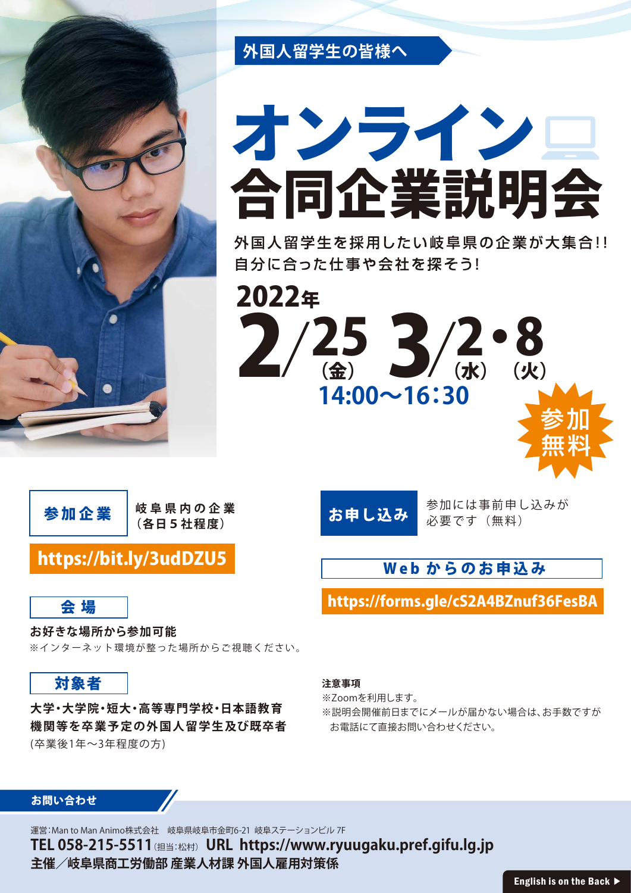外国人留学生の皆様へ

# オンライン 合同企業説明会

外国人留学生を採用したい岐阜県の企業が大集合!!
自分に合った仕事や会社を探そう!

## 2022年 2/25（金） 3/2（水）・8（火）

**14:00～16:30**

参加無料

### 参加企業

岐阜県内の企業
（各日５社程度）

**https://bit.ly/3udDZU5**

### 会 場

**お好きな場所から参加可能**

※インターネット環境が整った場所からご視聴ください。

### 対象者

**大学・大学院・短大・高等専門学校・日本語教育機関等を卒業予定の外国人留学生及び既卒者**

(卒業後1年～3年程度の方)

### お申し込み

参加には事前申し込みが必要です（無料）

**Web からのお申込み**

**https://forms.gle/cS2A4BZnuf36FesBA**

**注意事項**

※Zoomを利用します。
※説明会開催前日までにメールが届かない場合は、お手数ですがお電話にて直接お問い合わせください。

### お問い合わせ

運営：Man to Man Animo株式会社　岐阜県岐阜市金町6-21 岐阜ステーションビル 7F

**TEL 058-215-5511**（担当：松村） **URL https://www.ryuugaku.pref.gifu.lg.jp**

**主催／岐阜県商工労働部 産業人材課 外国人雇用対策係**

English is on the Back ▶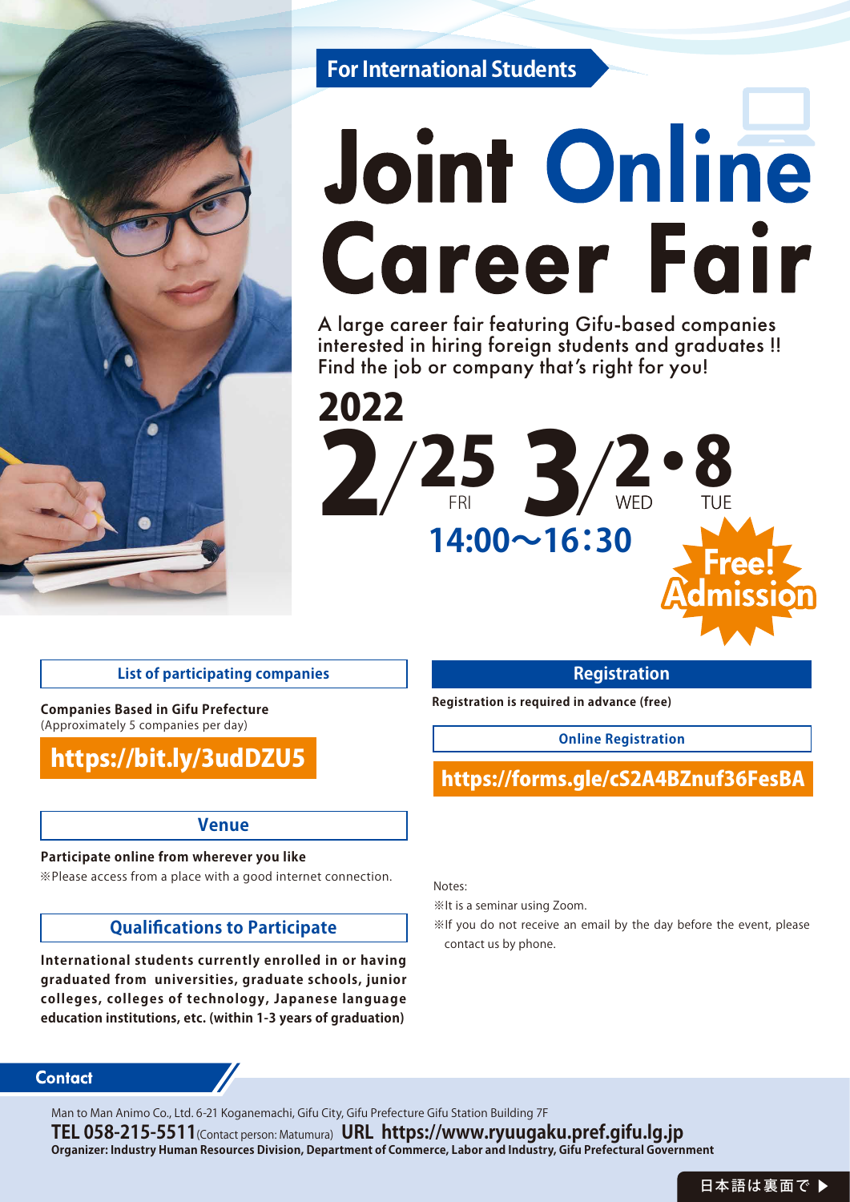For International Students

# Joint Online Career Fair

A large career fair featuring Gifu-based companies interested in hiring foreign students and graduates !!
Find the job or company that's right for you!

**2022**
**2/25** FRI **3/2** WED **・8** TUE
**14:00〜16:30**

**Free! Admission**

## List of participating companies

**Companies Based in Gifu Prefecture**
(Approximately 5 companies per day)

**https://bit.ly/3udDZU5**

## Venue

**Participate online from wherever you like**
※Please access from a place with a good internet connection.

## Qualifications to Participate

**International students currently enrolled in or having graduated from universities, graduate schools, junior colleges, colleges of technology, Japanese language education institutions, etc. (within 1-3 years of graduation)**

## Registration

**Registration is required in advance (free)**

### Online Registration

**https://forms.gle/cS2A4BZnuf36FesBA**

Notes:
※It is a seminar using Zoom.
※If you do not receive an email by the day before the event, please contact us by phone.

## Contact

Man to Man Animo Co., Ltd. 6-21 Koganemachi, Gifu City, Gifu Prefecture Gifu Station Building 7F
**TEL 058-215-5511** (Contact person: Matumura) **URL https://www.ryuugaku.pref.gifu.lg.jp**
**Organizer: Industry Human Resources Division, Department of Commerce, Labor and Industry, Gifu Prefectural Government**

日本語は裏面で ▶